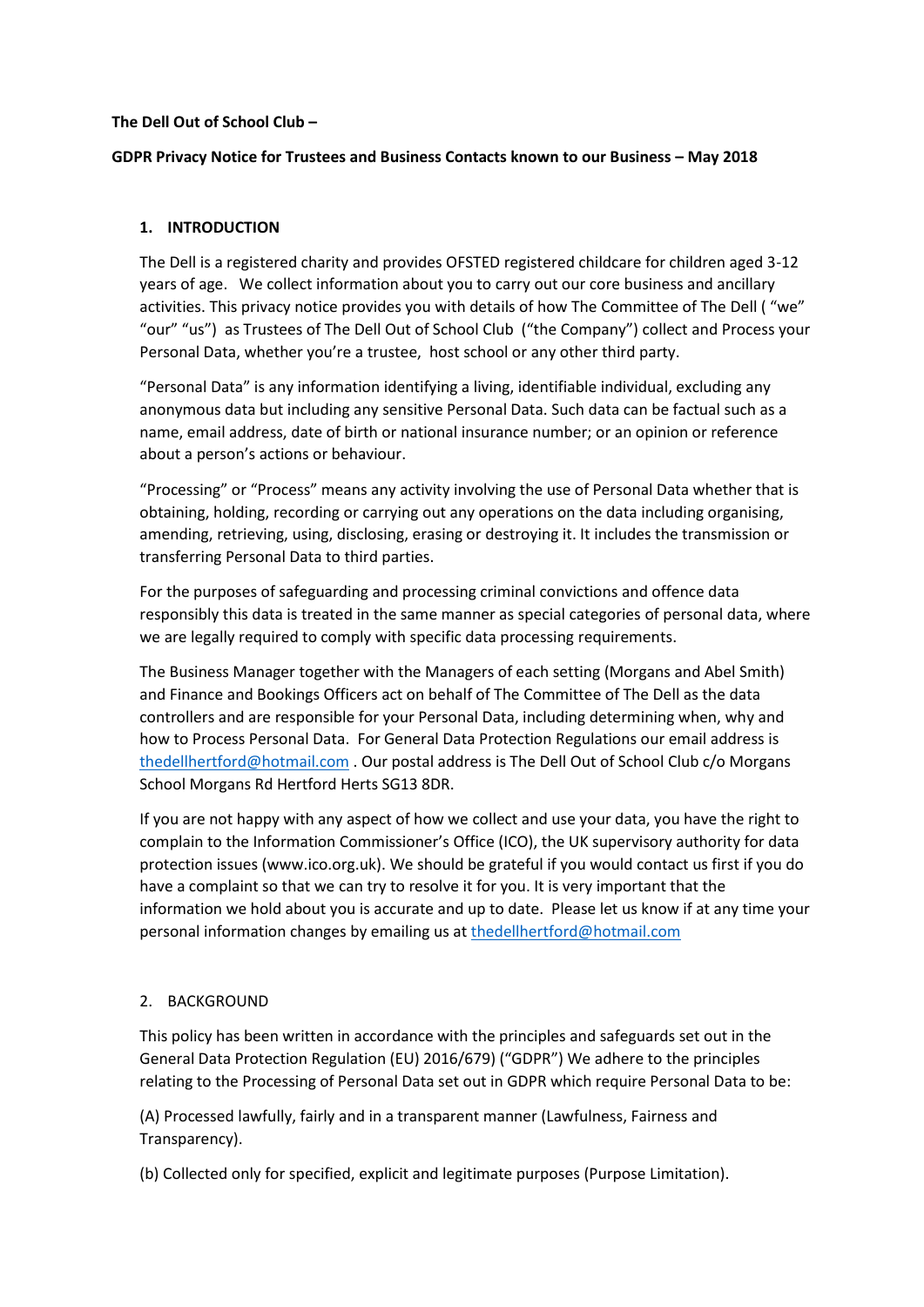**The Dell Out of School Club –**

**GDPR Privacy Notice for Trustees and Business Contacts known to our Business – May 2018**

## 1. INTRODUCTION

The Dell is a registered charity and provides OFSTED registered childcare for children aged 3-12 years of age. We collect information about you to carry out our core business and ancillary activities. This privacy notice provides you with details of how The Committee of The Dell ( "we" "our" "us") as Trustees of The Dell Out of School Club ("the Company") collect and Process your Personal Data, whether you're a trustee, host school or any other third party.

"Personal Data" is any information identifying a living, identifiable individual, excluding any anonymous data but including any sensitive Personal Data. Such data can be factual such as a name, email address, date of birth or national insurance number; or an opinion or reference about a person's actions or behaviour.

"Processing" or "Process" means any activity involving the use of Personal Data whether that is obtaining, holding, recording or carrying out any operations on the data including organising, amending, retrieving, using, disclosing, erasing or destroying it. It includes the transmission or transferring Personal Data to third parties.

For the purposes of safeguarding and processing criminal convictions and offence data responsibly this data is treated in the same manner as special categories of personal data, where we are legally required to comply with specific data processing requirements.

The Business Manager together with the Managers of each setting (Morgans and Abel Smith) and Finance and Bookings Officers act on behalf of The Committee of The Dell as the data controllers and are responsible for your Personal Data, including determining when, why and how to Process Personal Data. For General Data Protection Regulations our email address is thedellhertford@hotmail.com . Our postal address is The Dell Out of School Club c/o Morgans School Morgans Rd Hertford Herts SG13 8DR.

If you are not happy with any aspect of how we collect and use your data, you have the right to complain to the Information Commissioner's Office (ICO), the UK supervisory authority for data protection issues (www.ico.org.uk). We should be grateful if you would contact us first if you do have a complaint so that we can try to resolve it for you. It is very important that the information we hold about you is accurate and up to date. Please let us know if at any time your personal information changes by emailing us at thedellhertford@hotmail.com

## 2. BACKGROUND

This policy has been written in accordance with the principles and safeguards set out in the General Data Protection Regulation (EU) 2016/679) ("GDPR") We adhere to the principles relating to the Processing of Personal Data set out in GDPR which require Personal Data to be:

(A) Processed lawfully, fairly and in a transparent manner (Lawfulness, Fairness and Transparency).

(b) Collected only for specified, explicit and legitimate purposes (Purpose Limitation).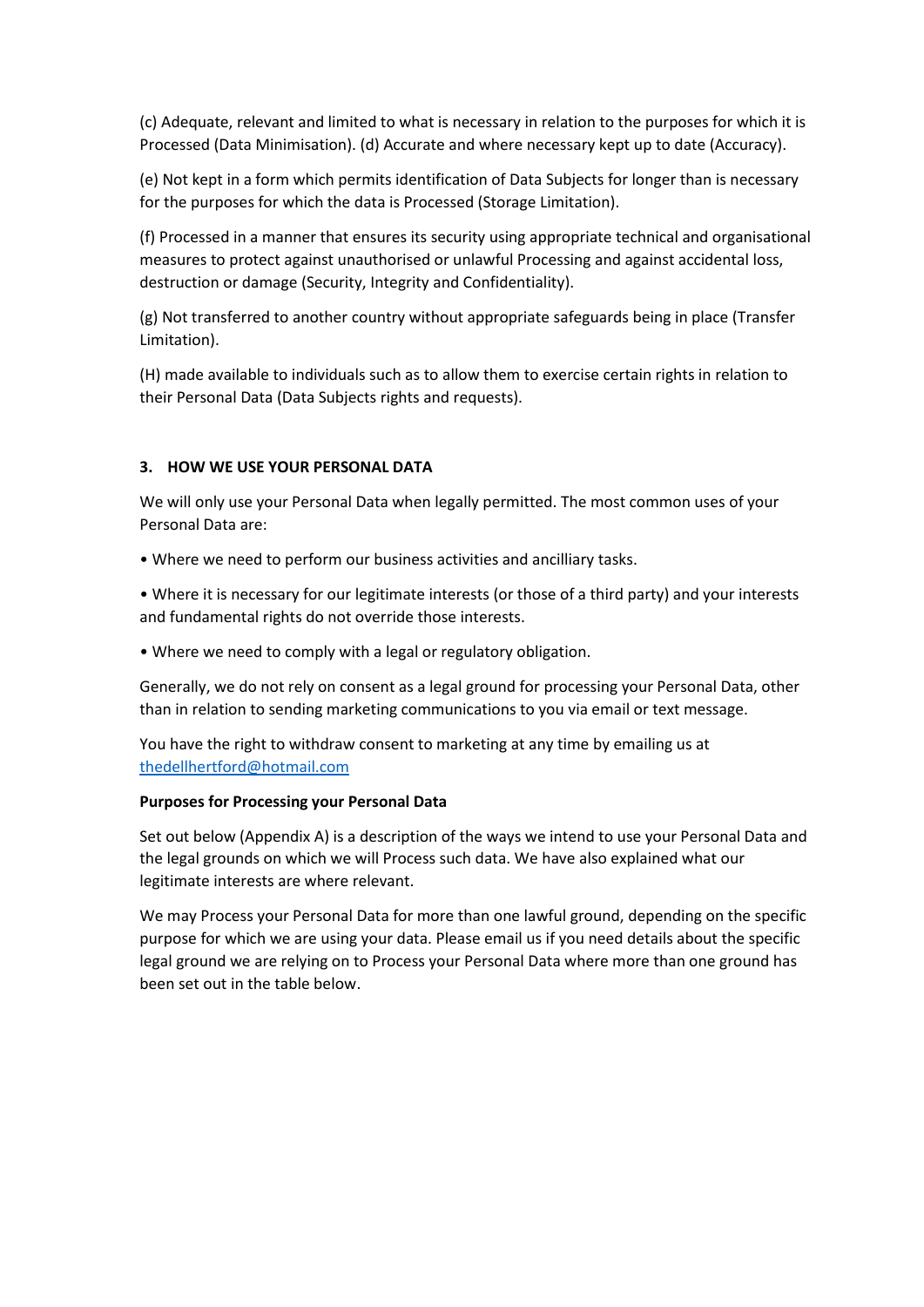(c) Adequate, relevant and limited to what is necessary in relation to the purposes for which it is Processed (Data Minimisation). (d) Accurate and where necessary kept up to date (Accuracy).

(e) Not kept in a form which permits identification of Data Subjects for longer than is necessary for the purposes for which the data is Processed (Storage Limitation).

(f) Processed in a manner that ensures its security using appropriate technical and organisational measures to protect against unauthorised or unlawful Processing and against accidental loss, destruction or damage (Security, Integrity and Confidentiality).

(g) Not transferred to another country without appropriate safeguards being in place (Transfer Limitation).

(H) made available to individuals such as to allow them to exercise certain rights in relation to their Personal Data (Data Subjects rights and requests).

## 3. HOW WE USE YOUR PERSONAL DATA

We will only use your Personal Data when legally permitted. The most common uses of your Personal Data are:

• Where we need to perform our business activities and ancilliary tasks.

• Where it is necessary for our legitimate interests (or those of a third party) and your interests and fundamental rights do not override those interests.

• Where we need to comply with a legal or regulatory obligation.

Generally, we do not rely on consent as a legal ground for processing your Personal Data, other than in relation to sending marketing communications to you via email or text message.

You have the right to withdraw consent to marketing at any time by emailing us at thedellhertford@hotmail.com

**Purposes for Processing your Personal Data**

Set out below (Appendix A) is a description of the ways we intend to use your Personal Data and the legal grounds on which we will Process such data. We have also explained what our legitimate interests are where relevant.

We may Process your Personal Data for more than one lawful ground, depending on the specific purpose for which we are using your data. Please email us if you need details about the specific legal ground we are relying on to Process your Personal Data where more than one ground has been set out in the table below.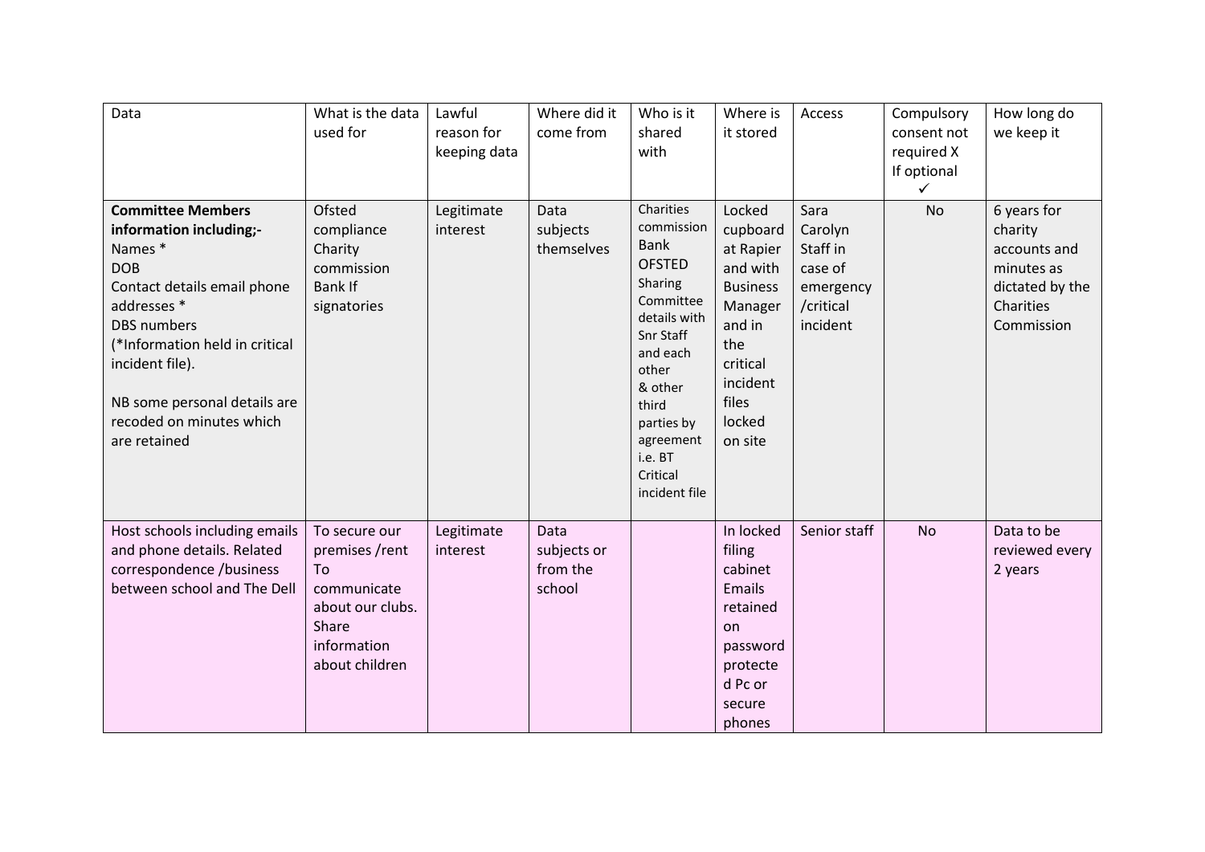| Data | What is the data used for | Lawful reason for keeping data | Where did it come from | Who is it shared with | Where is it stored | Access | Compulsory consent not required X If optional ✓ | How long do we keep it |
|---|---|---|---|---|---|---|---|---|
| **Committee Members information including;-** Names * DOB Contact details email phone addresses * DBS numbers (*Information held in critical incident file).<br><br>NB some personal details are recoded on minutes which are retained | Ofsted compliance Charity commission Bank If signatories | Legitimate interest | Data subjects themselves | Charities commission Bank OFSTED Sharing Committee details with Snr Staff and each other & other third parties by agreement i.e. BT Critical incident file | Locked cupboard at Rapier and with Business Manager and in the critical incident files locked on site | Sara Carolyn Staff in case of emergency /critical incident | No | 6 years for charity accounts and minutes as dictated by the Charities Commission |
| Host schools including emails and phone details. Related correspondence /business between school and The Dell | To secure our premises /rent To communicate about our clubs. Share information about children | Legitimate interest | Data subjects or from the school | | In locked filing cabinet Emails retained on password protected Pc or secure phones | Senior staff | No | Data to be reviewed every 2 years |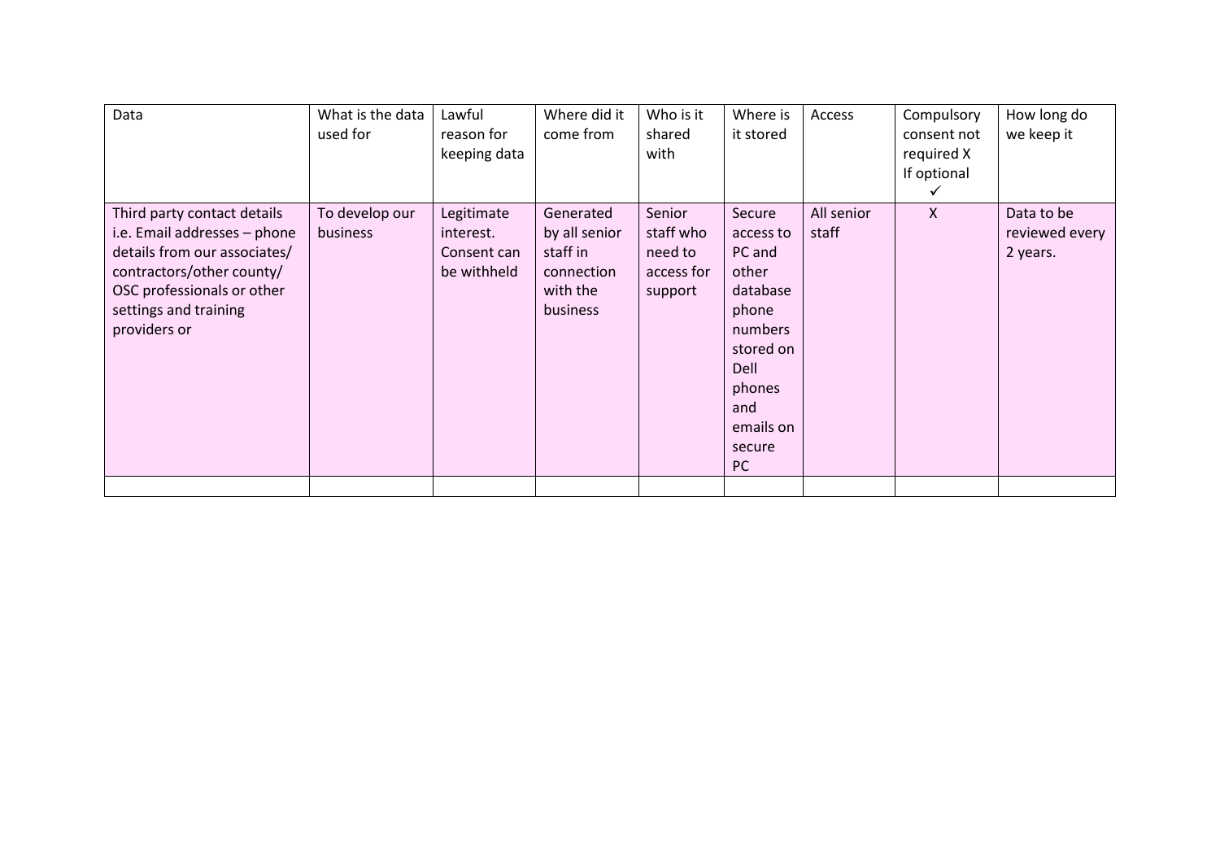| Data | What is the data used for | Lawful reason for keeping data | Where did it come from | Who is it shared with | Where is it stored | Access | Compulsory consent not required X If optional ✓ | How long do we keep it |
|---|---|---|---|---|---|---|---|---|
| Third party contact details i.e. Email addresses – phone details from our associates/ contractors/other county/ OSC professionals or other settings and training providers or | To develop our business | Legitimate interest. Consent can be withheld | Generated by all senior staff in connection with the business | Senior staff who need to access for support | Secure access to PC and other database phone numbers stored on Dell phones and emails on secure PC | All senior staff | X | Data to be reviewed every 2 years. |
| | | | | | | | | |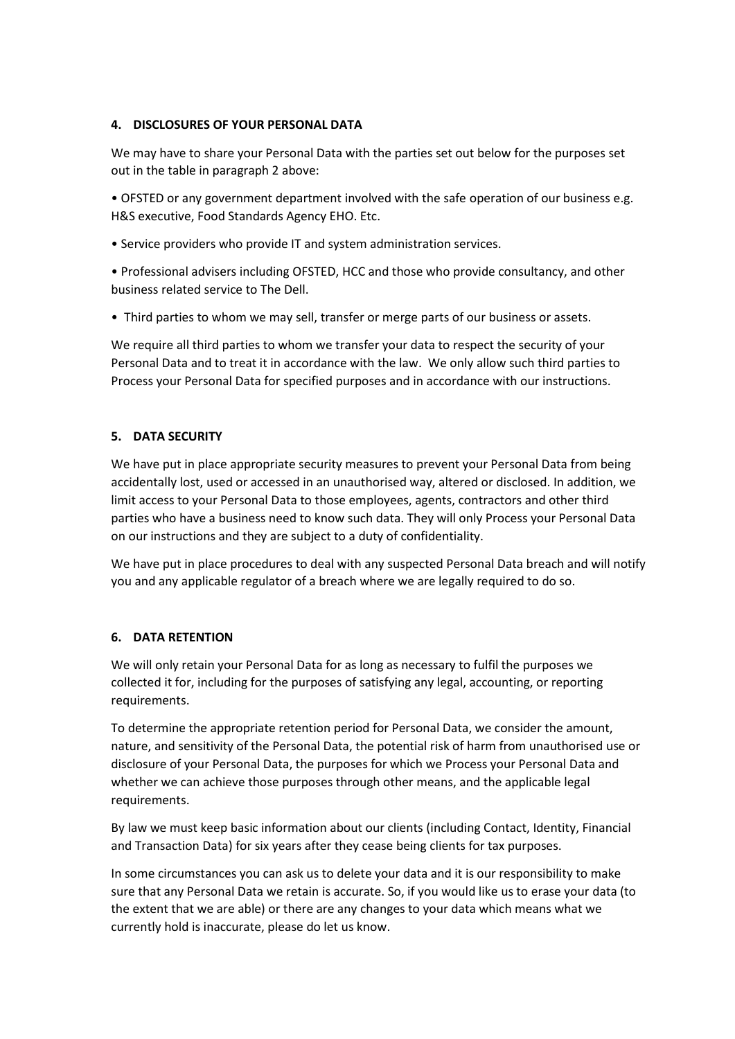## 4. DISCLOSURES OF YOUR PERSONAL DATA

We may have to share your Personal Data with the parties set out below for the purposes set out in the table in paragraph 2 above:

- OFSTED or any government department involved with the safe operation of our business e.g. H&S executive, Food Standards Agency EHO. Etc.
- Service providers who provide IT and system administration services.
- Professional advisers including OFSTED, HCC and those who provide consultancy, and other business related service to The Dell.
- Third parties to whom we may sell, transfer or merge parts of our business or assets.

We require all third parties to whom we transfer your data to respect the security of your Personal Data and to treat it in accordance with the law. We only allow such third parties to Process your Personal Data for specified purposes and in accordance with our instructions.

## 5. DATA SECURITY

We have put in place appropriate security measures to prevent your Personal Data from being accidentally lost, used or accessed in an unauthorised way, altered or disclosed. In addition, we limit access to your Personal Data to those employees, agents, contractors and other third parties who have a business need to know such data. They will only Process your Personal Data on our instructions and they are subject to a duty of confidentiality.

We have put in place procedures to deal with any suspected Personal Data breach and will notify you and any applicable regulator of a breach where we are legally required to do so.

## 6. DATA RETENTION

We will only retain your Personal Data for as long as necessary to fulfil the purposes we collected it for, including for the purposes of satisfying any legal, accounting, or reporting requirements.

To determine the appropriate retention period for Personal Data, we consider the amount, nature, and sensitivity of the Personal Data, the potential risk of harm from unauthorised use or disclosure of your Personal Data, the purposes for which we Process your Personal Data and whether we can achieve those purposes through other means, and the applicable legal requirements.

By law we must keep basic information about our clients (including Contact, Identity, Financial and Transaction Data) for six years after they cease being clients for tax purposes.

In some circumstances you can ask us to delete your data and it is our responsibility to make sure that any Personal Data we retain is accurate. So, if you would like us to erase your data (to the extent that we are able) or there are any changes to your data which means what we currently hold is inaccurate, please do let us know.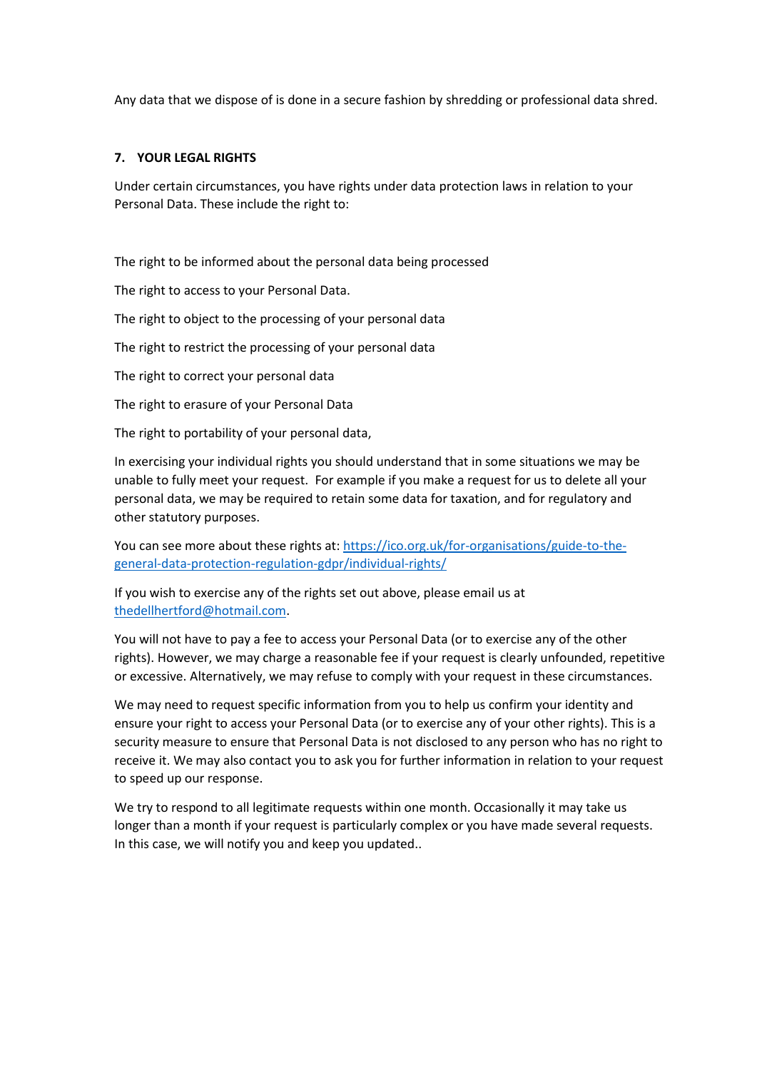Any data that we dispose of is done in a secure fashion by shredding or professional data shred.

## 7. YOUR LEGAL RIGHTS

Under certain circumstances, you have rights under data protection laws in relation to your Personal Data. These include the right to:

The right to be informed about the personal data being processed

The right to access to your Personal Data.

The right to object to the processing of your personal data

The right to restrict the processing of your personal data

The right to correct your personal data

The right to erasure of your Personal Data

The right to portability of your personal data,

In exercising your individual rights you should understand that in some situations we may be unable to fully meet your request. For example if you make a request for us to delete all your personal data, we may be required to retain some data for taxation, and for regulatory and other statutory purposes.

You can see more about these rights at: [https://ico.org.uk/for-organisations/guide-to-the-general-data-protection-regulation-gdpr/individual-rights/](https://ico.org.uk/for-organisations/guide-to-the-general-data-protection-regulation-gdpr/individual-rights/)

If you wish to exercise any of the rights set out above, please email us at [thedellhertford@hotmail.com](mailto:thedellhertford@hotmail.com).

You will not have to pay a fee to access your Personal Data (or to exercise any of the other rights). However, we may charge a reasonable fee if your request is clearly unfounded, repetitive or excessive. Alternatively, we may refuse to comply with your request in these circumstances.

We may need to request specific information from you to help us confirm your identity and ensure your right to access your Personal Data (or to exercise any of your other rights). This is a security measure to ensure that Personal Data is not disclosed to any person who has no right to receive it. We may also contact you to ask you for further information in relation to your request to speed up our response.

We try to respond to all legitimate requests within one month. Occasionally it may take us longer than a month if your request is particularly complex or you have made several requests. In this case, we will notify you and keep you updated..